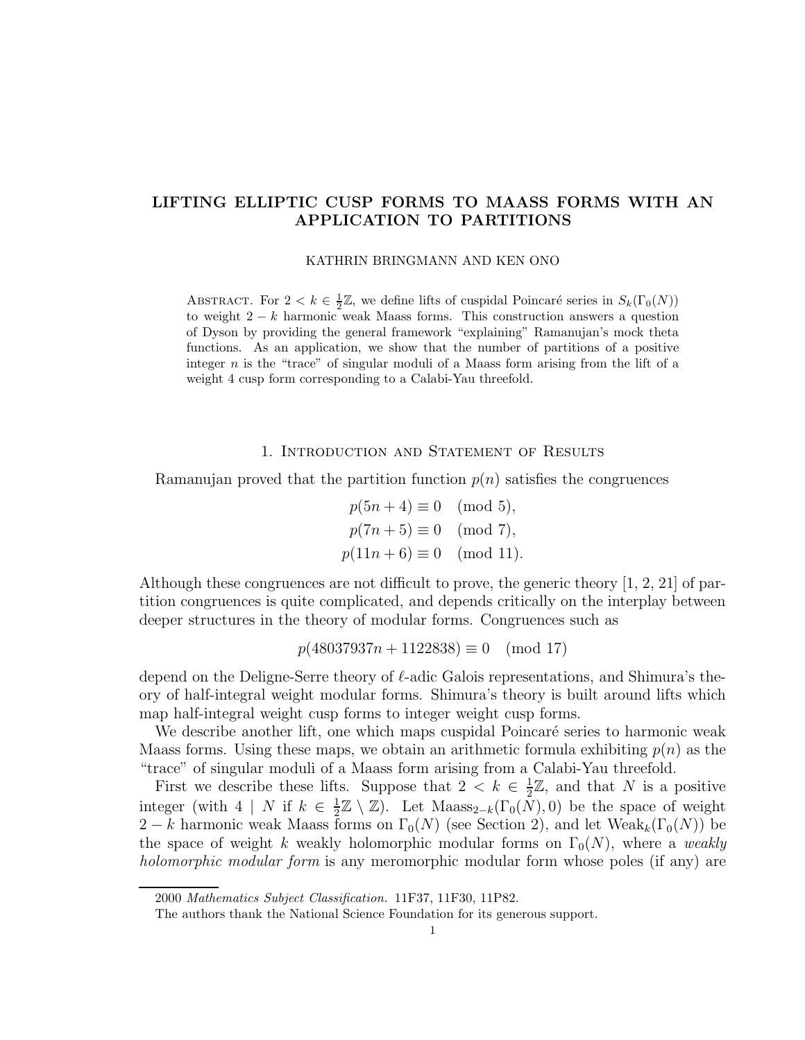# LIFTING ELLIPTIC CUSP FORMS TO MAASS FORMS WITH AN APPLICATION TO PARTITIONS

KATHRIN BRINGMANN AND KEN ONO

Abstract. For $2 < k \in \frac{1}{2}\mathbb{Z}$, we define lifts of cuspidal Poincaré series in $S_k(\Gamma_0(N))$ to weight $2-k$ harmonic weak Maass forms. This construction answers a question of Dyson by providing the general framework "explaining" Ramanujan's mock theta functions. As an application, we show that the number of partitions of a positive integer $n$ is the "trace" of singular moduli of a Maass form arising from the lift of a weight 4 cusp form corresponding to a Calabi-Yau threefold.

## 1. Introduction and Statement of Results

Ramanujan proved that the partition function $p(n)$ satisfies the congruences

$$p(5n+4) \equiv 0 \pmod 5,$$
$$p(7n+5) \equiv 0 \pmod 7,$$
$$p(11n+6) \equiv 0 \pmod{11}.$$

Although these congruences are not difficult to prove, the generic theory [1, 2, 21] of partition congruences is quite complicated, and depends critically on the interplay between deeper structures in the theory of modular forms. Congruences such as

$$p(48037937n + 1122838) \equiv 0 \pmod{17}$$

depend on the Deligne-Serre theory of $\ell$-adic Galois representations, and Shimura's theory of half-integral weight modular forms. Shimura's theory is built around lifts which map half-integral weight cusp forms to integer weight cusp forms.

We describe another lift, one which maps cuspidal Poincaré series to harmonic weak Maass forms. Using these maps, we obtain an arithmetic formula exhibiting $p(n)$ as the "trace" of singular moduli of a Maass form arising from a Calabi-Yau threefold.

First we describe these lifts. Suppose that $2 < k \in \frac{1}{2}\mathbb{Z}$, and that $N$ is a positive integer (with $4 \mid N$ if $k \in \frac{1}{2}\mathbb{Z} \setminus \mathbb{Z}$). Let $\mathrm{Maass}_{2-k}(\Gamma_0(N), 0)$ be the space of weight $2-k$ harmonic weak Maass forms on $\Gamma_0(N)$ (see Section 2), and let $\mathrm{Weak}_k(\Gamma_0(N))$ be the space of weight $k$ weakly holomorphic modular forms on $\Gamma_0(N)$, where a *weakly holomorphic modular form* is any meromorphic modular form whose poles (if any) are

2000 *Mathematics Subject Classification.* 11F37, 11F30, 11P82.

The authors thank the National Science Foundation for its generous support.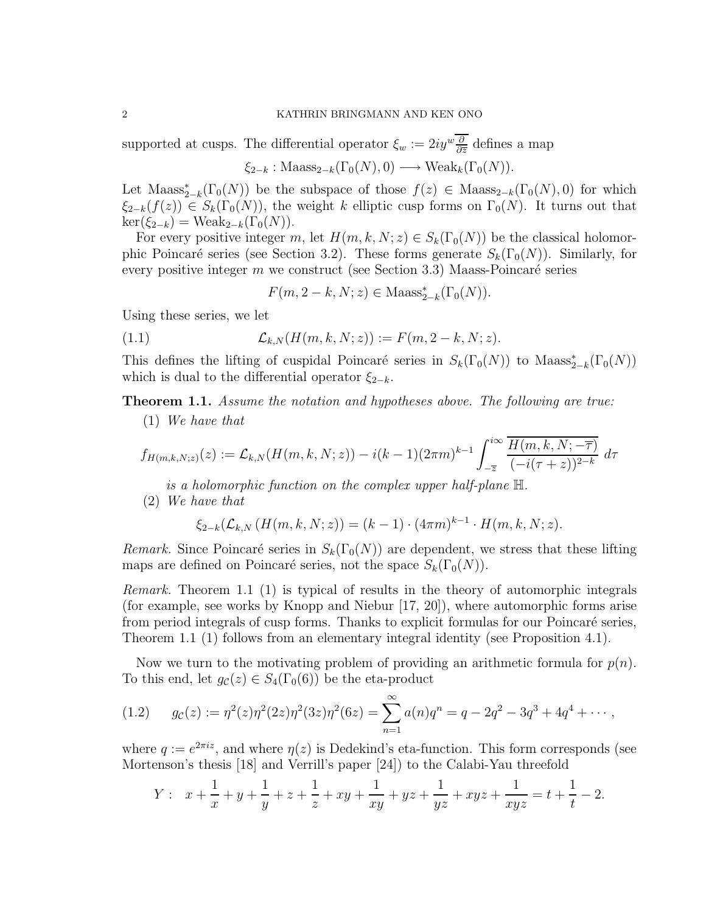supported at cusps. The differential operator $\xi_w := 2iy^w \overline{\frac{\partial}{\partial \overline{z}}}$ defines a map

$$\xi_{2-k} : \mathrm{Maass}_{2-k}(\Gamma_0(N), 0) \longrightarrow \mathrm{Weak}_k(\Gamma_0(N)).$$

Let $\mathrm{Maass}^*_{2-k}(\Gamma_0(N))$ be the subspace of those $f(z) \in \mathrm{Maass}_{2-k}(\Gamma_0(N), 0)$ for which $\xi_{2-k}(f(z)) \in S_k(\Gamma_0(N))$, the weight $k$ elliptic cusp forms on $\Gamma_0(N)$. It turns out that $\ker(\xi_{2-k}) = \mathrm{Weak}_{2-k}(\Gamma_0(N))$.

For every positive integer $m$, let $H(m, k, N; z) \in S_k(\Gamma_0(N))$ be the classical holomorphic Poincaré series (see Section 3.2). These forms generate $S_k(\Gamma_0(N))$. Similarly, for every positive integer $m$ we construct (see Section 3.3) Maass-Poincaré series

$$F(m, 2-k, N; z) \in \mathrm{Maass}^*_{2-k}(\Gamma_0(N)).$$

Using these series, we let

$$\mathcal{L}_{k,N}(H(m, k, N; z)) := F(m, 2-k, N; z). \tag{1.1}$$

This defines the lifting of cuspidal Poincaré series in $S_k(\Gamma_0(N))$ to $\mathrm{Maass}^*_{2-k}(\Gamma_0(N))$ which is dual to the differential operator $\xi_{2-k}$.

**Theorem 1.1.** *Assume the notation and hypotheses above. The following are true:*

(1) *We have that*

$$f_{H(m,k,N;z)}(z) := \mathcal{L}_{k,N}(H(m, k, N; z)) - i(k-1)(2\pi m)^{k-1} \int_{-\overline{z}}^{i\infty} \frac{\overline{H(m, k, N; -\overline{\tau})}}{(-i(\tau + z))^{2-k}} \, d\tau$$

*is a holomorphic function on the complex upper half-plane $\mathbb{H}$.*

(2) *We have that*

$$\xi_{2-k}(\mathcal{L}_{k,N}\left(H(m, k, N; z)\right) = (k-1) \cdot (4\pi m)^{k-1} \cdot H(m, k, N; z).$$

*Remark.* Since Poincaré series in $S_k(\Gamma_0(N))$ are dependent, we stress that these lifting maps are defined on Poincaré series, not the space $S_k(\Gamma_0(N))$.

*Remark.* Theorem 1.1 (1) is typical of results in the theory of automorphic integrals (for example, see works by Knopp and Niebur [17, 20]), where automorphic forms arise from period integrals of cusp forms. Thanks to explicit formulas for our Poincaré series, Theorem 1.1 (1) follows from an elementary integral identity (see Proposition 4.1).

Now we turn to the motivating problem of providing an arithmetic formula for $p(n)$. To this end, let $g_{\mathcal{C}}(z) \in S_4(\Gamma_0(6))$ be the eta-product

$$g_{\mathcal{C}}(z) := \eta^2(z)\eta^2(2z)\eta^2(3z)\eta^2(6z) = \sum_{n=1}^{\infty} a(n)q^n = q - 2q^2 - 3q^3 + 4q^4 + \cdots, \tag{1.2}$$

where $q := e^{2\pi i z}$, and where $\eta(z)$ is Dedekind's eta-function. This form corresponds (see Mortenson's thesis [18] and Verrill's paper [24]) to the Calabi-Yau threefold

$$Y: \quad x + \frac{1}{x} + y + \frac{1}{y} + z + \frac{1}{z} + xy + \frac{1}{xy} + yz + \frac{1}{yz} + xyz + \frac{1}{xyz} = t + \frac{1}{t} - 2.$$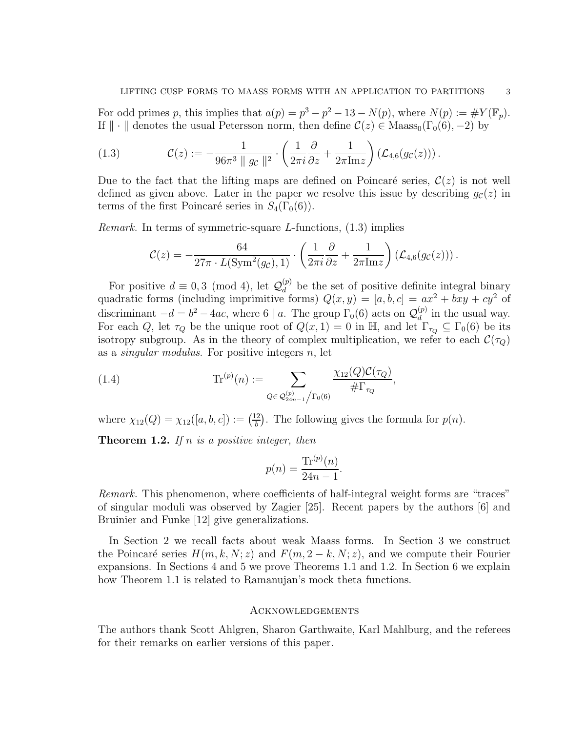For odd primes $p$, this implies that $a(p) = p^3 - p^2 - 13 - N(p)$, where $N(p) := \#Y(\mathbb{F}_p)$. If $\| \cdot \|$ denotes the usual Petersson norm, then define $\mathcal{C}(z) \in \mathrm{Maass}_0(\Gamma_0(6), -2)$ by

$$
\mathcal{C}(z) := -\frac{1}{96\pi^3 \parallel g_{\mathcal{C}} \parallel^2} \cdot \left( \frac{1}{2\pi i} \frac{\partial}{\partial z} + \frac{1}{2\pi \mathrm{Im} z} \right) \left( \mathcal{L}_{4,6}(g_{\mathcal{C}}(z)) \right). \tag{1.3}
$$

Due to the fact that the lifting maps are defined on Poincaré series, $\mathcal{C}(z)$ is not well defined as given above. Later in the paper we resolve this issue by describing $g_{\mathcal{C}}(z)$ in terms of the first Poincaré series in $S_4(\Gamma_0(6))$.

*Remark.* In terms of symmetric-square $L$-functions, (1.3) implies

$$
\mathcal{C}(z) = -\frac{64}{27\pi \cdot L(\mathrm{Sym}^2(g_{\mathcal{C}}), 1)} \cdot \left( \frac{1}{2\pi i} \frac{\partial}{\partial z} + \frac{1}{2\pi \mathrm{Im} z} \right) \left( \mathcal{L}_{4,6}(g_{\mathcal{C}}(z)) \right).
$$

For positive $d \equiv 0, 3 \pmod 4$, let $\mathcal{Q}_d^{(p)}$ be the set of positive definite integral binary quadratic forms (including imprimitive forms) $Q(x, y) = [a, b, c] = ax^2 + bxy + cy^2$ of discriminant $-d = b^2 - 4ac$, where $6 \mid a$. The group $\Gamma_0(6)$ acts on $\mathcal{Q}_d^{(p)}$ in the usual way. For each $Q$, let $\tau_Q$ be the unique root of $Q(x, 1) = 0$ in $\mathbb{H}$, and let $\Gamma_{\tau_Q} \subseteq \Gamma_0(6)$ be its isotropy subgroup. As in the theory of complex multiplication, we refer to each $\mathcal{C}(\tau_Q)$ as a *singular modulus*. For positive integers $n$, let

$$
\mathrm{Tr}^{(p)}(n) := \sum_{Q \in \mathcal{Q}_{24n-1}^{(p)} / \Gamma_0(6)} \frac{\chi_{12}(Q)\mathcal{C}(\tau_Q)}{\#\Gamma_{\tau_Q}}, \tag{1.4}
$$

where $\chi_{12}(Q) = \chi_{12}([a, b, c]) := \left(\frac{12}{b}\right)$. The following gives the formula for $p(n)$.

**Theorem 1.2.** *If $n$ is a positive integer, then*

$$
p(n) = \frac{\mathrm{Tr}^{(p)}(n)}{24n - 1}.
$$

*Remark.* This phenomenon, where coefficients of half-integral weight forms are "traces" of singular moduli was observed by Zagier [25]. Recent papers by the authors [6] and Bruinier and Funke [12] give generalizations.

In Section 2 we recall facts about weak Maass forms. In Section 3 we construct the Poincaré series $H(m, k, N; z)$ and $F(m, 2-k, N; z)$, and we compute their Fourier expansions. In Sections 4 and 5 we prove Theorems 1.1 and 1.2. In Section 6 we explain how Theorem 1.1 is related to Ramanujan's mock theta functions.

## Acknowledgements

The authors thank Scott Ahlgren, Sharon Garthwaite, Karl Mahlburg, and the referees for their remarks on earlier versions of this paper.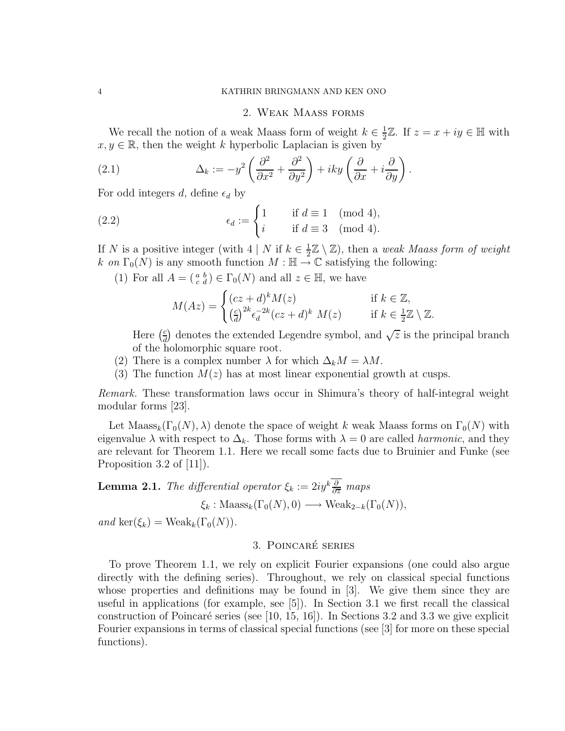## 2. Weak Maass forms

We recall the notion of a weak Maass form of weight $k \in \frac{1}{2}\mathbb{Z}$. If $z = x + iy \in \mathbb{H}$ with $x, y \in \mathbb{R}$, then the weight $k$ hyperbolic Laplacian is given by

$$\Delta_k := -y^2 \left( \frac{\partial^2}{\partial x^2} + \frac{\partial^2}{\partial y^2} \right) + iky \left( \frac{\partial}{\partial x} + i \frac{\partial}{\partial y} \right). \tag{2.1}$$

For odd integers $d$, define $\epsilon_d$ by

$$\epsilon_d := \begin{cases} 1 & \text{if } d \equiv 1 \pmod 4, \\ i & \text{if } d \equiv 3 \pmod 4. \end{cases} \tag{2.2}$$

If $N$ is a positive integer (with $4 \mid N$ if $k \in \frac{1}{2}\mathbb{Z} \setminus \mathbb{Z}$), then a *weak Maass form of weight $k$ on $\Gamma_0(N)$* is any smooth function $M : \mathbb{H} \to \mathbb{C}$ satisfying the following:

(1) For all $A = \left(\begin{smallmatrix} a & b \\ c & d \end{smallmatrix}\right) \in \Gamma_0(N)$ and all $z \in \mathbb{H}$, we have

$$M(Az) = \begin{cases} (cz+d)^k M(z) & \text{if } k \in \mathbb{Z}, \\ \left(\frac{c}{d}\right)^{2k} \epsilon_d^{-2k} (cz+d)^k \ M(z) & \text{if } k \in \frac{1}{2}\mathbb{Z} \setminus \mathbb{Z}. \end{cases}$$

Here $\left(\frac{c}{d}\right)$ denotes the extended Legendre symbol, and $\sqrt{z}$ is the principal branch of the holomorphic square root.

(2) There is a complex number $\lambda$ for which $\Delta_k M = \lambda M$.

(3) The function $M(z)$ has at most linear exponential growth at cusps.

*Remark.* These transformation laws occur in Shimura's theory of half-integral weight modular forms [23].

Let $\mathrm{Maass}_k(\Gamma_0(N), \lambda)$ denote the space of weight $k$ weak Maass forms on $\Gamma_0(N)$ with eigenvalue $\lambda$ with respect to $\Delta_k$. Those forms with $\lambda = 0$ are called *harmonic*, and they are relevant for Theorem 1.1. Here we recall some facts due to Bruinier and Funke (see Proposition 3.2 of [11]).

**Lemma 2.1.** *The differential operator $\xi_k := 2iy^k \overline{\frac{\partial}{\partial \overline{z}}}$ maps*

$$\xi_k : \mathrm{Maass}_k(\Gamma_0(N), 0) \longrightarrow \mathrm{Weak}_{2-k}(\Gamma_0(N)),$$

*and $\ker(\xi_k) = \mathrm{Weak}_k(\Gamma_0(N))$.*

## 3. Poincaré series

To prove Theorem 1.1, we rely on explicit Fourier expansions (one could also argue directly with the defining series). Throughout, we rely on classical special functions whose properties and definitions may be found in [3]. We give them since they are useful in applications (for example, see [5]). In Section 3.1 we first recall the classical construction of Poincaré series (see [10, 15, 16]). In Sections 3.2 and 3.3 we give explicit Fourier expansions in terms of classical special functions (see [3] for more on these special functions).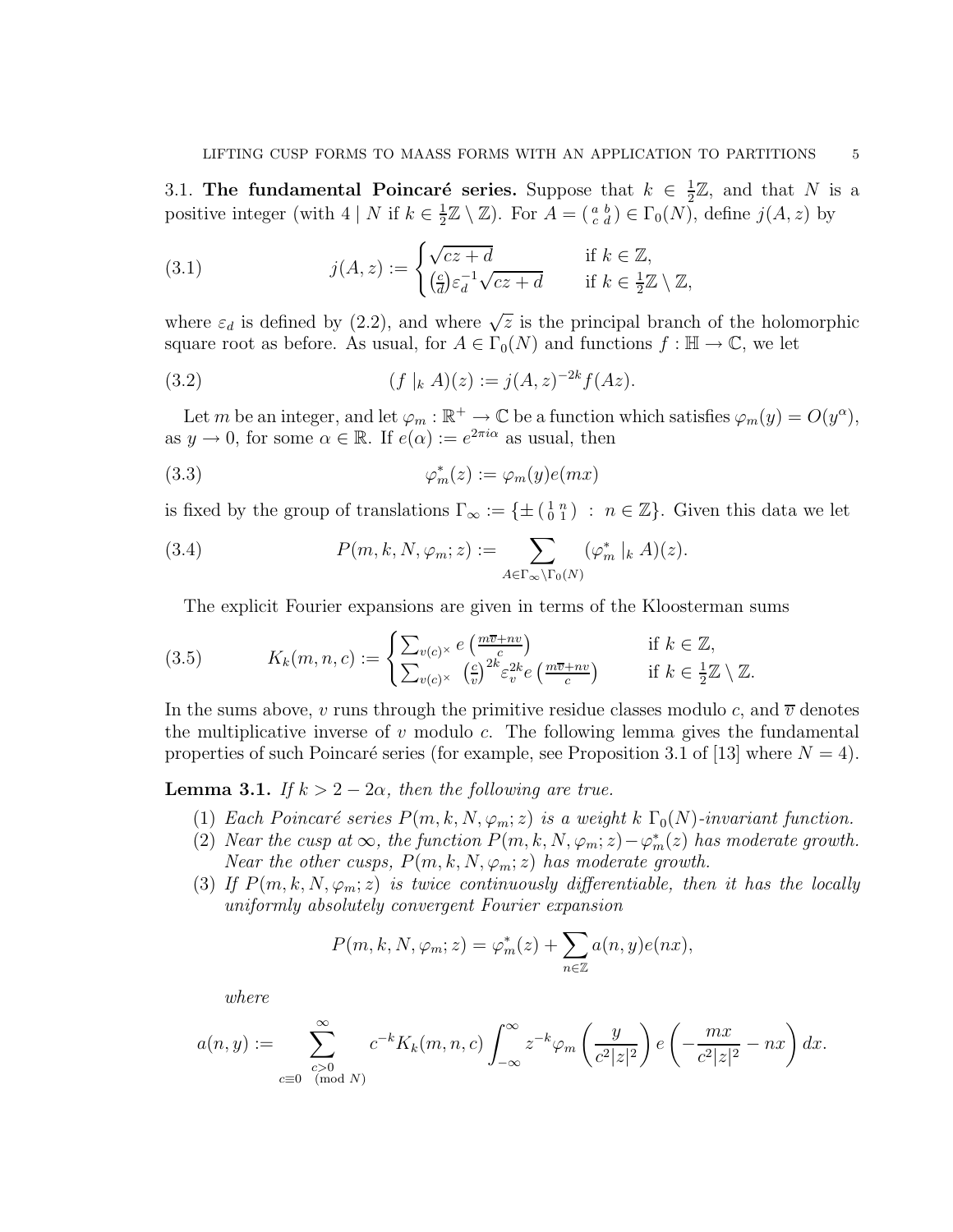### 3.1. The fundamental Poincaré series.

Suppose that $k \in \frac{1}{2}\mathbb{Z}$, and that $N$ is a positive integer (with $4 \mid N$ if $k \in \frac{1}{2}\mathbb{Z} \setminus \mathbb{Z}$). For $A = \left(\begin{smallmatrix} a & b \\ c & d \end{smallmatrix}\right) \in \Gamma_0(N)$, define $j(A, z)$ by

$$j(A, z) := \begin{cases} \sqrt{cz+d} & \text{if } k \in \mathbb{Z}, \\ \left(\frac{c}{d}\right)\varepsilon_d^{-1}\sqrt{cz+d} & \text{if } k \in \frac{1}{2}\mathbb{Z} \setminus \mathbb{Z}, \end{cases} \tag{3.1}$$

where $\varepsilon_d$ is defined by (2.2), and where $\sqrt{z}$ is the principal branch of the holomorphic square root as before. As usual, for $A \in \Gamma_0(N)$ and functions $f : \mathbb{H} \to \mathbb{C}$, we let

$$(f \mid_k A)(z) := j(A, z)^{-2k} f(Az). \tag{3.2}$$

Let $m$ be an integer, and let $\varphi_m : \mathbb{R}^+ \to \mathbb{C}$ be a function which satisfies $\varphi_m(y) = O(y^\alpha)$, as $y \to 0$, for some $\alpha \in \mathbb{R}$. If $e(\alpha) := e^{2\pi i \alpha}$ as usual, then

$$\varphi_m^*(z) := \varphi_m(y) e(mx) \tag{3.3}$$

is fixed by the group of translations $\Gamma_\infty := \{\pm \left(\begin{smallmatrix} 1 & n \\ 0 & 1 \end{smallmatrix}\right) \ : \ n \in \mathbb{Z}\}$. Given this data we let

$$P(m, k, N, \varphi_m; z) := \sum_{A \in \Gamma_\infty \backslash \Gamma_0(N)} (\varphi_m^* \mid_k A)(z). \tag{3.4}$$

The explicit Fourier expansions are given in terms of the Kloosterman sums

$$K_k(m, n, c) := \begin{cases} \sum_{v(c)^\times} e\left(\frac{m\overline{v}+nv}{c}\right) & \text{if } k \in \mathbb{Z}, \\ \sum_{v(c)^\times} \left(\frac{c}{v}\right)^{2k} \varepsilon_v^{2k} e\left(\frac{m\overline{v}+nv}{c}\right) & \text{if } k \in \frac{1}{2}\mathbb{Z} \setminus \mathbb{Z}. \end{cases} \tag{3.5}$$

In the sums above, $v$ runs through the primitive residue classes modulo $c$, and $\overline{v}$ denotes the multiplicative inverse of $v$ modulo $c$. The following lemma gives the fundamental properties of such Poincaré series (for example, see Proposition 3.1 of [13] where $N = 4$).

**Lemma 3.1.** *If $k > 2 - 2\alpha$, then the following are true.*

1. *Each Poincaré series $P(m, k, N, \varphi_m; z)$ is a weight $k$ $\Gamma_0(N)$-invariant function.*
2. *Near the cusp at $\infty$, the function $P(m, k, N, \varphi_m; z) - \varphi_m^*(z)$ has moderate growth. Near the other cusps, $P(m, k, N, \varphi_m; z)$ has moderate growth.*
3. *If $P(m, k, N, \varphi_m; z)$ is twice continuously differentiable, then it has the locally uniformly absolutely convergent Fourier expansion*

$$P(m, k, N, \varphi_m; z) = \varphi_m^*(z) + \sum_{n \in \mathbb{Z}} a(n, y) e(nx),$$

*where*

$$a(n, y) := \sum_{\substack{c > 0 \\ c \equiv 0 \pmod{N}}}^{\infty} c^{-k} K_k(m, n, c) \int_{-\infty}^{\infty} z^{-k} \varphi_m\left(\frac{y}{c^2|z|^2}\right) e\left(-\frac{mx}{c^2|z|^2} - nx\right) dx.$$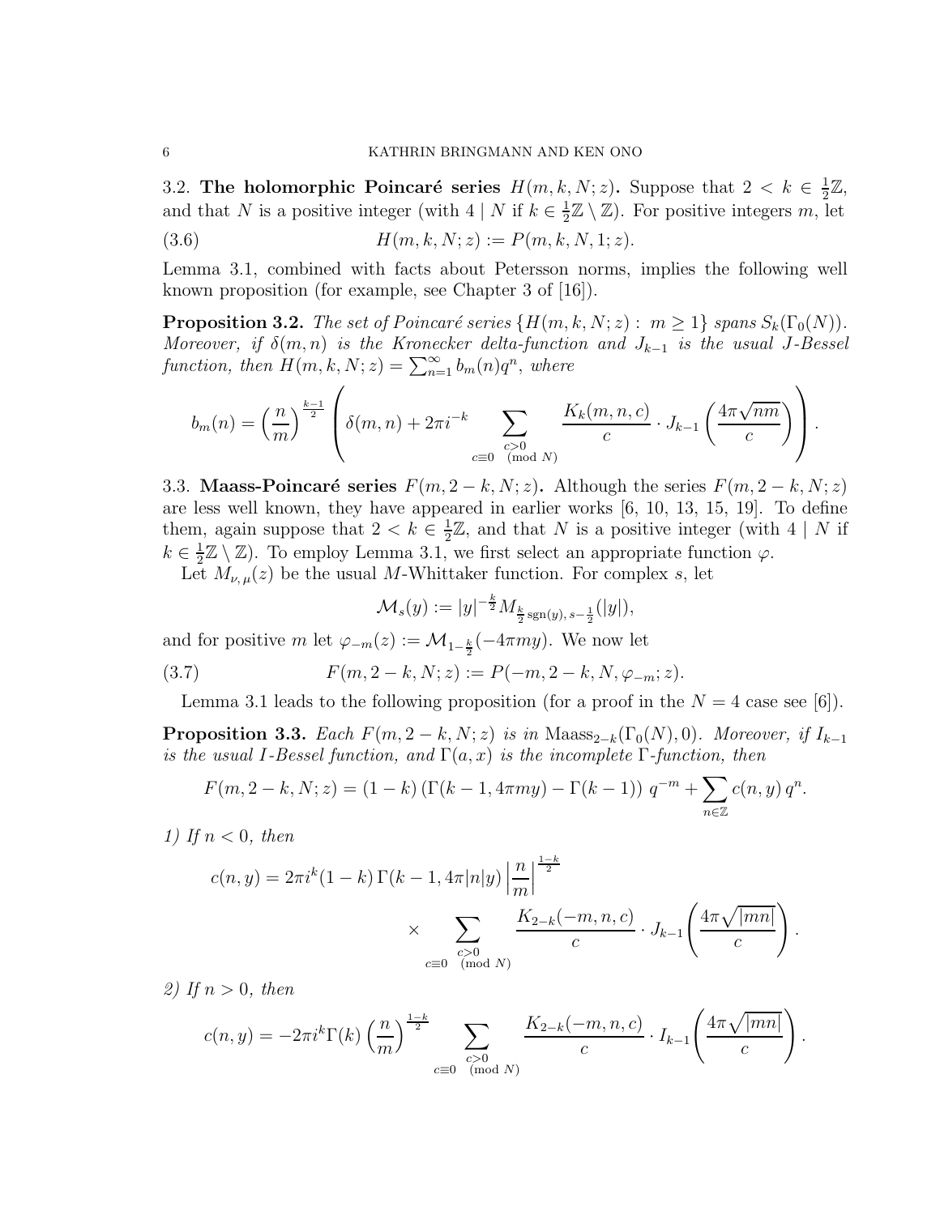### 3.2. The holomorphic Poincaré series $H(m,k,N;z)$.

Suppose that $2 < k \in \frac{1}{2}\mathbb{Z}$, and that $N$ is a positive integer (with $4 \mid N$ if $k \in \frac{1}{2}\mathbb{Z} \setminus \mathbb{Z}$). For positive integers $m$, let

$$H(m,k,N;z) := P(m,k,N,1;z). \tag{3.6}$$

Lemma 3.1, combined with facts about Petersson norms, implies the following well known proposition (for example, see Chapter 3 of [16]).

**Proposition 3.2.** *The set of Poincaré series $\{H(m,k,N;z) : m \geq 1\}$ spans $S_k(\Gamma_0(N))$. Moreover, if $\delta(m,n)$ is the Kronecker delta-function and $J_{k-1}$ is the usual J-Bessel function, then $H(m,k,N;z) = \sum_{n=1}^{\infty} b_m(n) q^n$, where*

$$b_m(n) = \left(\frac{n}{m}\right)^{\frac{k-1}{2}} \left( \delta(m,n) + 2\pi i^{-k} \sum_{\substack{c>0 \\ c\equiv 0 \pmod{N}}} \frac{K_k(m,n,c)}{c} \cdot J_{k-1}\left(\frac{4\pi\sqrt{nm}}{c}\right)\right).$$

### 3.3. Maass-Poincaré series $F(m, 2-k, N; z)$.

Although the series $F(m,2-k,N;z)$ are less well known, they have appeared in earlier works [6, 10, 13, 15, 19]. To define them, again suppose that $2 < k \in \frac{1}{2}\mathbb{Z}$, and that $N$ is a positive integer (with $4 \mid N$ if $k \in \frac{1}{2}\mathbb{Z} \setminus \mathbb{Z}$). To employ Lemma 3.1, we first select an appropriate function $\varphi$.

Let $M_{\nu,\mu}(z)$ be the usual $M$-Whittaker function. For complex $s$, let

$$\mathcal{M}_s(y) := |y|^{-\frac{k}{2}} M_{\frac{k}{2}\operatorname{sgn}(y),\, s-\frac{1}{2}}(|y|),$$

and for positive $m$ let $\varphi_{-m}(z) := \mathcal{M}_{1-\frac{k}{2}}(-4\pi m y)$. We now let

$$F(m,2-k,N;z) := P(-m,2-k,N,\varphi_{-m};z). \tag{3.7}$$

Lemma 3.1 leads to the following proposition (for a proof in the $N=4$ case see [6]).

**Proposition 3.3.** *Each $F(m,2-k,N;z)$ is in $\mathrm{Maass}_{2-k}(\Gamma_0(N),0)$. Moreover, if $I_{k-1}$ is the usual I-Bessel function, and $\Gamma(a,x)$ is the incomplete $\Gamma$-function, then*

$$F(m,2-k,N;z) = (1-k)\left(\Gamma(k-1,4\pi m y) - \Gamma(k-1)\right) q^{-m} + \sum_{n\in\mathbb{Z}} c(n,y)\, q^n.$$

*1) If $n<0$, then*

$$c(n,y) = 2\pi i^k (1-k)\, \Gamma(k-1, 4\pi |n| y) \left|\frac{n}{m}\right|^{\frac{1-k}{2}} \times \sum_{\substack{c>0 \\ c\equiv 0 \pmod{N}}} \frac{K_{2-k}(-m,n,c)}{c} \cdot J_{k-1}\left(\frac{4\pi\sqrt{|mn|}}{c}\right).$$

*2) If $n>0$, then*

$$c(n,y) = -2\pi i^k \Gamma(k) \left(\frac{n}{m}\right)^{\frac{1-k}{2}} \sum_{\substack{c>0 \\ c\equiv 0 \pmod{N}}} \frac{K_{2-k}(-m,n,c)}{c} \cdot I_{k-1}\left(\frac{4\pi\sqrt{|mn|}}{c}\right).$$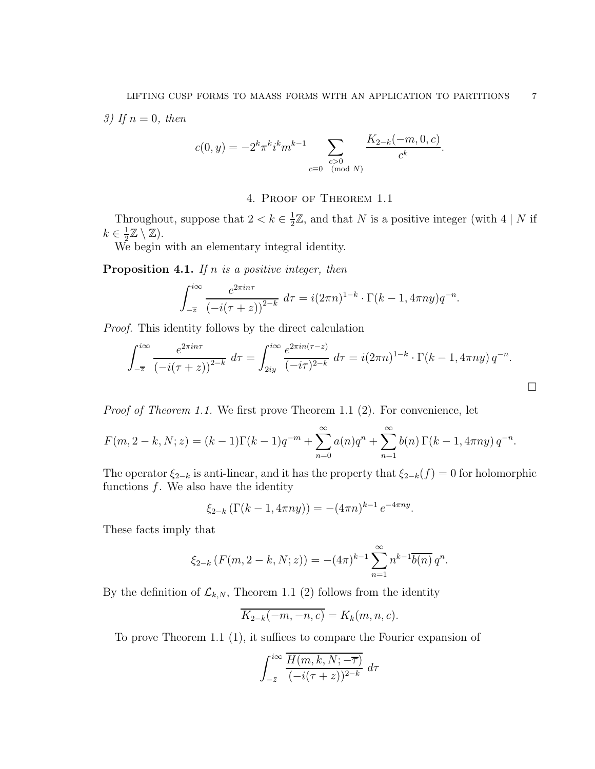*3) If $n = 0$, then*

$$c(0, y) = -2^k \pi^k i^k m^{k-1} \sum_{\substack{c>0 \\ c \equiv 0 \pmod N}} \frac{K_{2-k}(-m, 0, c)}{c^k}.$$

## 4. Proof of Theorem 1.1

Throughout, suppose that $2 < k \in \frac{1}{2}\mathbb{Z}$, and that $N$ is a positive integer (with $4 \mid N$ if $k \in \frac{1}{2}\mathbb{Z} \setminus \mathbb{Z}$).

We begin with an elementary integral identity.

**Proposition 4.1.** *If $n$ is a positive integer, then*

$$\int_{-\overline{z}}^{i\infty} \frac{e^{2\pi i n \tau}}{\left(-i(\tau + z)\right)^{2-k}} \, d\tau = i(2\pi n)^{1-k} \cdot \Gamma(k-1, 4\pi n y) q^{-n}.$$

*Proof.* This identity follows by the direct calculation

$$\int_{-\overline{z}}^{i\infty} \frac{e^{2\pi i n \tau}}{\left(-i(\tau + z)\right)^{2-k}} \, d\tau = \int_{2iy}^{i\infty} \frac{e^{2\pi i n (\tau - z)}}{(-i\tau)^{2-k}} \, d\tau = i(2\pi n)^{1-k} \cdot \Gamma(k-1, 4\pi n y) \, q^{-n}.$$

□

*Proof of Theorem 1.1.* We first prove Theorem 1.1 (2). For convenience, let

$$F(m, 2-k, N; z) = (k-1)\Gamma(k-1) q^{-m} + \sum_{n=0}^{\infty} a(n) q^n + \sum_{n=1}^{\infty} b(n) \, \Gamma(k-1, 4\pi n y) \, q^{-n}.$$

The operator $\xi_{2-k}$ is anti-linear, and it has the property that $\xi_{2-k}(f) = 0$ for holomorphic functions $f$. We also have the identity

$$\xi_{2-k}\left(\Gamma(k-1, 4\pi n y)\right) = -(4\pi n)^{k-1} \, e^{-4\pi n y}.$$

These facts imply that

$$\xi_{2-k}\left(F(m, 2-k, N; z)\right) = -(4\pi)^{k-1} \sum_{n=1}^{\infty} n^{k-1} \overline{b(n)} \, q^n.$$

By the definition of $\mathcal{L}_{k,N}$, Theorem 1.1 (2) follows from the identity

$$\overline{K_{2-k}(-m, -n, c)} = K_k(m, n, c).$$

To prove Theorem 1.1 (1), it suffices to compare the Fourier expansion of

$$\int_{-\bar{z}}^{i\infty} \frac{\overline{H(m, k, N; -\overline{\tau})}}{(-i(\tau + z))^{2-k}} \, d\tau$$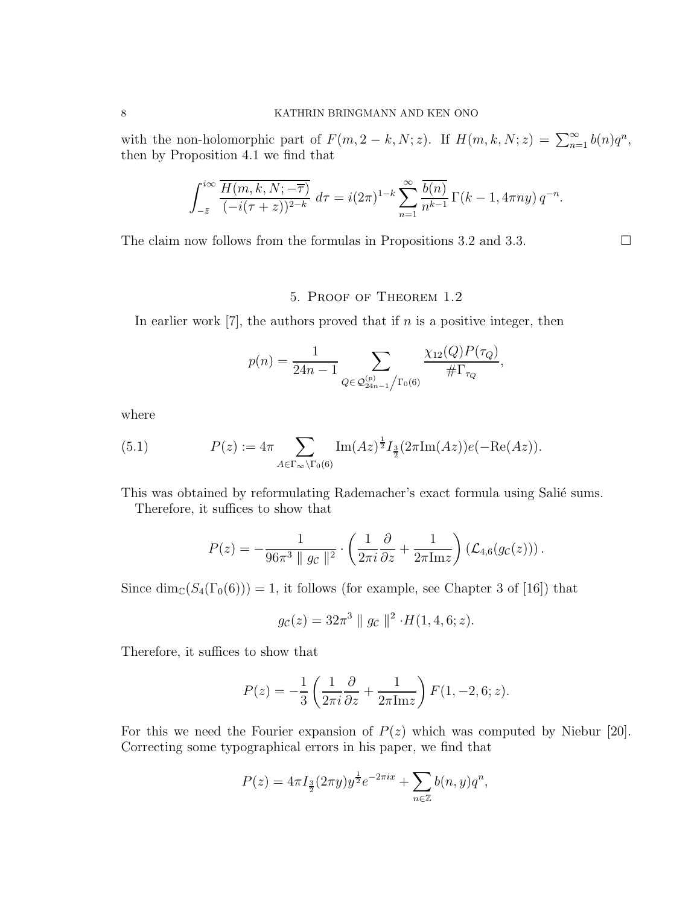with the non-holomorphic part of $F(m, 2-k, N; z)$. If $H(m, k, N; z) = \sum_{n=1}^{\infty} b(n) q^n$, then by Proposition 4.1 we find that

$$\int_{-\bar{z}}^{i\infty} \frac{\overline{H(m,k,N;-\overline{\tau})}}{(-i(\tau+z))^{2-k}} \, d\tau = i(2\pi)^{1-k} \sum_{n=1}^{\infty} \frac{\overline{b(n)}}{n^{k-1}} \Gamma(k-1, 4\pi n y) \, q^{-n}.$$

The claim now follows from the formulas in Propositions 3.2 and 3.3. $\square$

## 5. Proof of Theorem 1.2

In earlier work [7], the authors proved that if $n$ is a positive integer, then

$$p(n) = \frac{1}{24n-1} \sum_{Q \in \mathcal{Q}_{24n-1}^{(p)} \big/ \Gamma_0(6)} \frac{\chi_{12}(Q) P(\tau_Q)}{\#\Gamma_{\tau_Q}},$$

where

$$P(z) := 4\pi \sum_{A \in \Gamma_\infty \backslash \Gamma_0(6)} \mathrm{Im}(Az)^{\frac{1}{2}} I_{\frac{3}{2}}(2\pi \mathrm{Im}(Az)) e(-\mathrm{Re}(Az)). \tag{5.1}$$

This was obtained by reformulating Rademacher's exact formula using Salié sums.

Therefore, it suffices to show that

$$P(z) = -\frac{1}{96\pi^3 \parallel g_{\mathcal{C}} \parallel^2} \cdot \left( \frac{1}{2\pi i} \frac{\partial}{\partial z} + \frac{1}{2\pi \mathrm{Im} z} \right) \left( \mathcal{L}_{4,6}(g_{\mathcal{C}}(z)) \right).$$

Since $\dim_{\mathbb{C}}(S_4(\Gamma_0(6))) = 1$, it follows (for example, see Chapter 3 of [16]) that

$$g_{\mathcal{C}}(z) = 32\pi^3 \parallel g_{\mathcal{C}} \parallel^2 \cdot H(1, 4, 6; z).$$

Therefore, it suffices to show that

$$P(z) = -\frac{1}{3} \left( \frac{1}{2\pi i} \frac{\partial}{\partial z} + \frac{1}{2\pi \mathrm{Im} z} \right) F(1, -2, 6; z).$$

For this we need the Fourier expansion of $P(z)$ which was computed by Niebur [20]. Correcting some typographical errors in his paper, we find that

$$P(z) = 4\pi I_{\frac{3}{2}}(2\pi y) y^{\frac{1}{2}} e^{-2\pi i x} + \sum_{n \in \mathbb{Z}} b(n, y) q^n,$$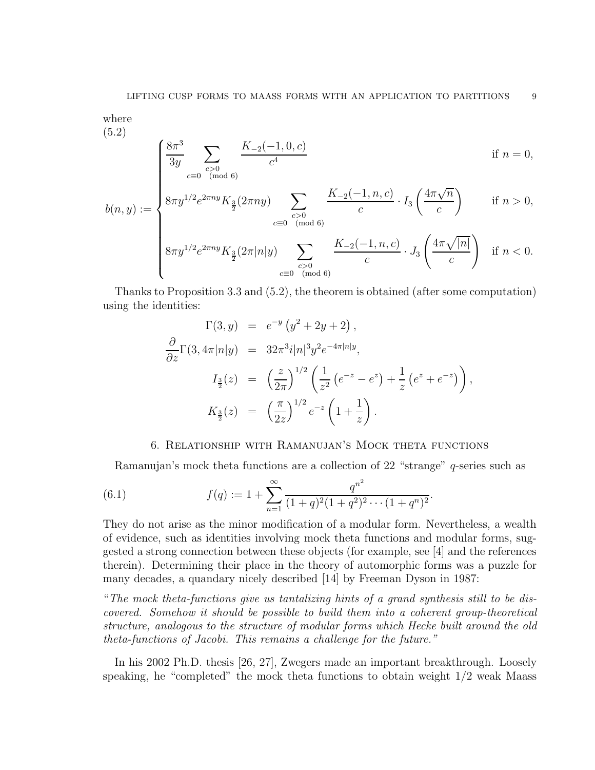where
(5.2)

$$
b(n,y) := \begin{cases} \dfrac{8\pi^3}{3y} \displaystyle\sum_{\substack{c>0 \\ c\equiv 0 \pmod 6}} \dfrac{K_{-2}(-1,0,c)}{c^4} & \text{if } n=0, \\[2ex] 8\pi y^{1/2} e^{2\pi n y} K_{\frac{3}{2}}(2\pi n y) \displaystyle\sum_{\substack{c>0 \\ c\equiv 0 \pmod 6}} \dfrac{K_{-2}(-1,n,c)}{c} \cdot I_3\left(\dfrac{4\pi\sqrt{n}}{c}\right) & \text{if } n>0, \\[2ex] 8\pi y^{1/2} e^{2\pi n y} K_{\frac{3}{2}}(2\pi |n| y) \displaystyle\sum_{\substack{c>0 \\ c\equiv 0 \pmod 6}} \dfrac{K_{-2}(-1,n,c)}{c} \cdot J_3\left(\dfrac{4\pi\sqrt{|n|}}{c}\right) & \text{if } n<0. \end{cases}
$$

Thanks to Proposition 3.3 and (5.2), the theorem is obtained (after some computation) using the identities:

$$
\begin{aligned}
\Gamma(3,y) &= e^{-y}\left(y^2+2y+2\right), \\
\frac{\partial}{\partial z}\Gamma(3,4\pi|n|y) &= 32\pi^3 i|n|^3 y^2 e^{-4\pi|n|y}, \\
I_{\frac{3}{2}}(z) &= \left(\frac{z}{2\pi}\right)^{1/2}\left(\frac{1}{z^2}\left(e^{-z}-e^{z}\right)+\frac{1}{z}\left(e^{z}+e^{-z}\right)\right), \\
K_{\frac{3}{2}}(z) &= \left(\frac{\pi}{2z}\right)^{1/2} e^{-z}\left(1+\frac{1}{z}\right).
\end{aligned}
$$

## 6. Relationship with Ramanujan's Mock theta functions

Ramanujan's mock theta functions are a collection of 22 "strange" $q$-series such as

$$
f(q) := 1 + \sum_{n=1}^{\infty} \frac{q^{n^2}}{(1+q)^2(1+q^2)^2\cdots(1+q^n)^2}. \tag{6.1}
$$

They do not arise as the minor modification of a modular form. Nevertheless, a wealth of evidence, such as identities involving mock theta functions and modular forms, suggested a strong connection between these objects (for example, see [4] and the references therein). Determining their place in the theory of automorphic forms was a puzzle for many decades, a quandary nicely described [14] by Freeman Dyson in 1987:

"*The mock theta-functions give us tantalizing hints of a grand synthesis still to be discovered. Somehow it should be possible to build them into a coherent group-theoretical structure, analogous to the structure of modular forms which Hecke built around the old theta-functions of Jacobi. This remains a challenge for the future.*"

In his 2002 Ph.D. thesis [26, 27], Zwegers made an important breakthrough. Loosely speaking, he "completed" the mock theta functions to obtain weight 1/2 weak Maass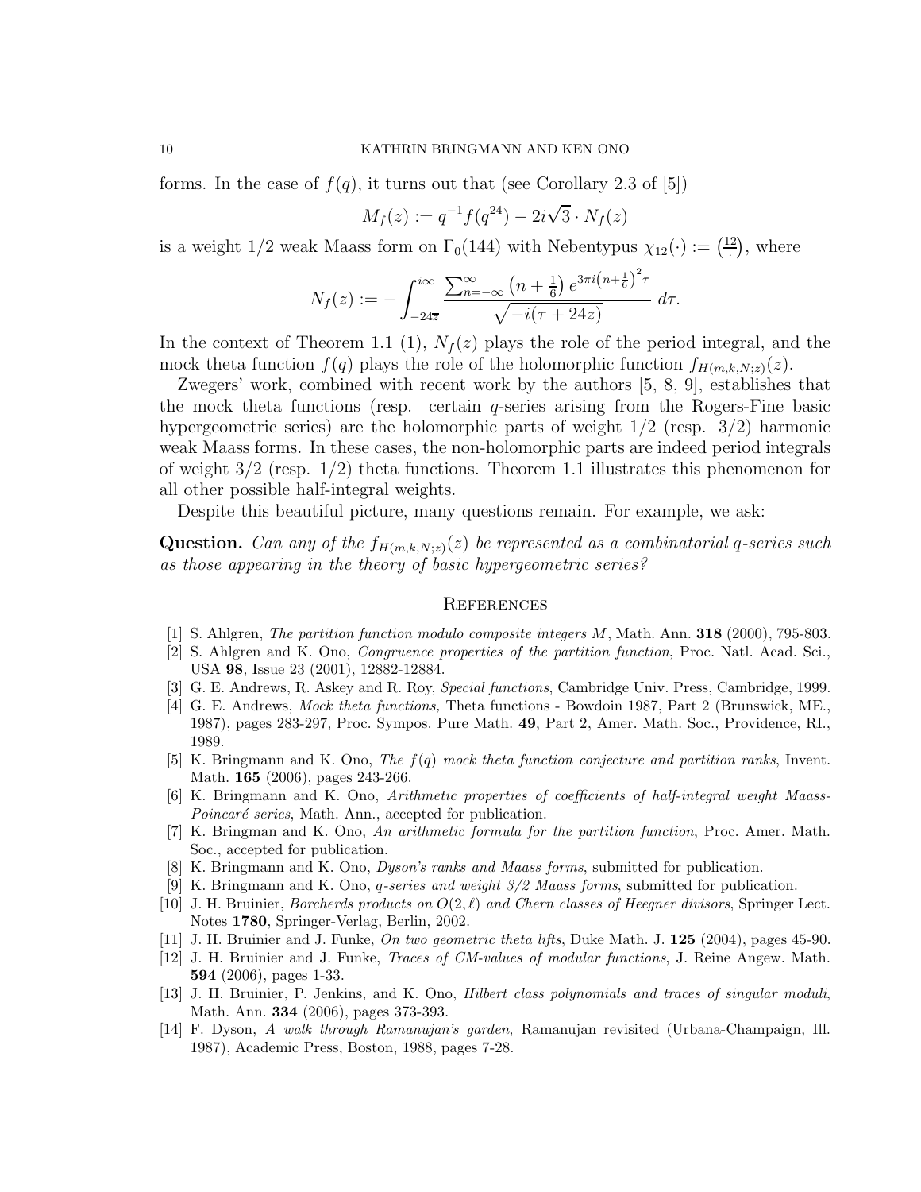forms. In the case of $f(q)$, it turns out that (see Corollary 2.3 of [5])

$$M_f(z) := q^{-1} f(q^{24}) - 2i\sqrt{3} \cdot N_f(z)$$

is a weight $1/2$ weak Maass form on $\Gamma_0(144)$ with Nebentypus $\chi_{12}(\cdot) := \left(\frac{12}{\cdot}\right)$, where

$$N_f(z) := -\int_{-24\overline{z}}^{i\infty} \frac{\sum_{n=-\infty}^{\infty} \left(n + \frac{1}{6}\right) e^{3\pi i \left(n+\frac{1}{6}\right)^2 \tau}}{\sqrt{-i(\tau + 24z)}} \, d\tau.$$

In the context of Theorem 1.1 (1), $N_f(z)$ plays the role of the period integral, and the mock theta function $f(q)$ plays the role of the holomorphic function $f_{H(m,k,N;z)}(z)$.

Zwegers' work, combined with recent work by the authors [5, 8, 9], establishes that the mock theta functions (resp. certain $q$-series arising from the Rogers-Fine basic hypergeometric series) are the holomorphic parts of weight $1/2$ (resp. $3/2$) harmonic weak Maass forms. In these cases, the non-holomorphic parts are indeed period integrals of weight $3/2$ (resp. $1/2$) theta functions. Theorem 1.1 illustrates this phenomenon for all other possible half-integral weights.

Despite this beautiful picture, many questions remain. For example, we ask:

**Question.** *Can any of the $f_{H(m,k,N;z)}(z)$ be represented as a combinatorial $q$-series such as those appearing in the theory of basic hypergeometric series?*

## References

[1] S. Ahlgren, *The partition function modulo composite integers $M$*, Math. Ann. **318** (2000), 795-803.

[2] S. Ahlgren and K. Ono, *Congruence properties of the partition function*, Proc. Natl. Acad. Sci., USA **98**, Issue 23 (2001), 12882-12884.

[3] G. E. Andrews, R. Askey and R. Roy, *Special functions*, Cambridge Univ. Press, Cambridge, 1999.

[4] G. E. Andrews, *Mock theta functions,* Theta functions - Bowdoin 1987, Part 2 (Brunswick, ME., 1987), pages 283-297, Proc. Sympos. Pure Math. **49**, Part 2, Amer. Math. Soc., Providence, RI., 1989.

[5] K. Bringmann and K. Ono, *The $f(q)$ mock theta function conjecture and partition ranks*, Invent. Math. **165** (2006), pages 243-266.

[6] K. Bringmann and K. Ono, *Arithmetic properties of coefficients of half-integral weight Maass-Poincaré series*, Math. Ann., accepted for publication.

[7] K. Bringman and K. Ono, *An arithmetic formula for the partition function*, Proc. Amer. Math. Soc., accepted for publication.

[8] K. Bringmann and K. Ono, *Dyson's ranks and Maass forms*, submitted for publication.

[9] K. Bringmann and K. Ono, *$q$-series and weight 3/2 Maass forms*, submitted for publication.

[10] J. H. Bruinier, *Borcherds products on $O(2, \ell)$ and Chern classes of Heegner divisors*, Springer Lect. Notes **1780**, Springer-Verlag, Berlin, 2002.

[11] J. H. Bruinier and J. Funke, *On two geometric theta lifts*, Duke Math. J. **125** (2004), pages 45-90.

[12] J. H. Bruinier and J. Funke, *Traces of CM-values of modular functions*, J. Reine Angew. Math. **594** (2006), pages 1-33.

[13] J. H. Bruinier, P. Jenkins, and K. Ono, *Hilbert class polynomials and traces of singular moduli*, Math. Ann. **334** (2006), pages 373-393.

[14] F. Dyson, *A walk through Ramanujan's garden*, Ramanujan revisited (Urbana-Champaign, Ill. 1987), Academic Press, Boston, 1988, pages 7-28.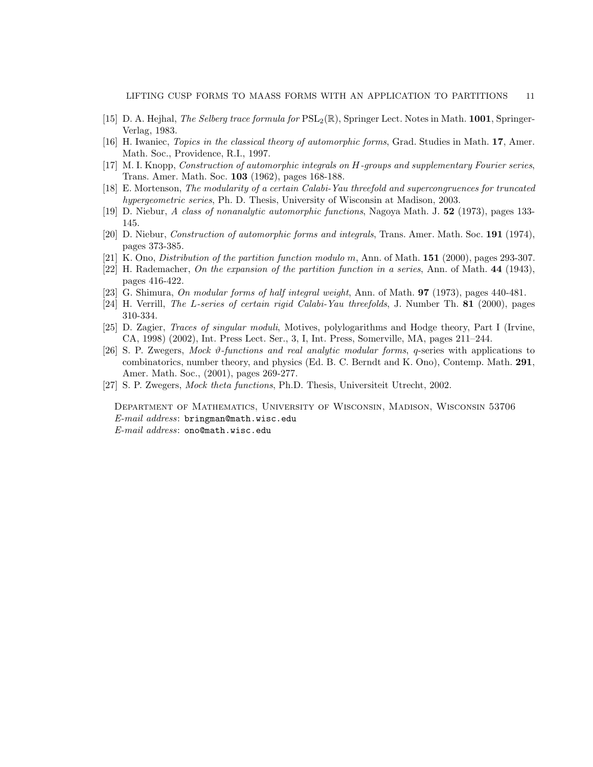[15] D. A. Hejhal, *The Selberg trace formula for* $\mathrm{PSL}_2(\mathbb{R})$, Springer Lect. Notes in Math. **1001**, Springer-Verlag, 1983.

[16] H. Iwaniec, *Topics in the classical theory of automorphic forms*, Grad. Studies in Math. **17**, Amer. Math. Soc., Providence, R.I., 1997.

[17] M. I. Knopp, *Construction of automorphic integrals on H-groups and supplementary Fourier series*, Trans. Amer. Math. Soc. **103** (1962), pages 168-188.

[18] E. Mortenson, *The modularity of a certain Calabi-Yau threefold and supercongruences for truncated hypergeometric series*, Ph. D. Thesis, University of Wisconsin at Madison, 2003.

[19] D. Niebur, *A class of nonanalytic automorphic functions*, Nagoya Math. J. **52** (1973), pages 133-145.

[20] D. Niebur, *Construction of automorphic forms and integrals*, Trans. Amer. Math. Soc. **191** (1974), pages 373-385.

[21] K. Ono, *Distribution of the partition function modulo m*, Ann. of Math. **151** (2000), pages 293-307.

[22] H. Rademacher, *On the expansion of the partition function in a series*, Ann. of Math. **44** (1943), pages 416-422.

[23] G. Shimura, *On modular forms of half integral weight*, Ann. of Math. **97** (1973), pages 440-481.

[24] H. Verrill, *The L-series of certain rigid Calabi-Yau threefolds*, J. Number Th. **81** (2000), pages 310-334.

[25] D. Zagier, *Traces of singular moduli*, Motives, polylogarithms and Hodge theory, Part I (Irvine, CA, 1998) (2002), Int. Press Lect. Ser., 3, I, Int. Press, Somerville, MA, pages 211–244.

[26] S. P. Zwegers, *Mock $\vartheta$-functions and real analytic modular forms*, $q$-series with applications to combinatorics, number theory, and physics (Ed. B. C. Berndt and K. Ono), Contemp. Math. **291**, Amer. Math. Soc., (2001), pages 269-277.

[27] S. P. Zwegers, *Mock theta functions*, Ph.D. Thesis, Universiteit Utrecht, 2002.

Department of Mathematics, University of Wisconsin, Madison, Wisconsin 53706

*E-mail address*: `bringman@math.wisc.edu`

*E-mail address*: `ono@math.wisc.edu`